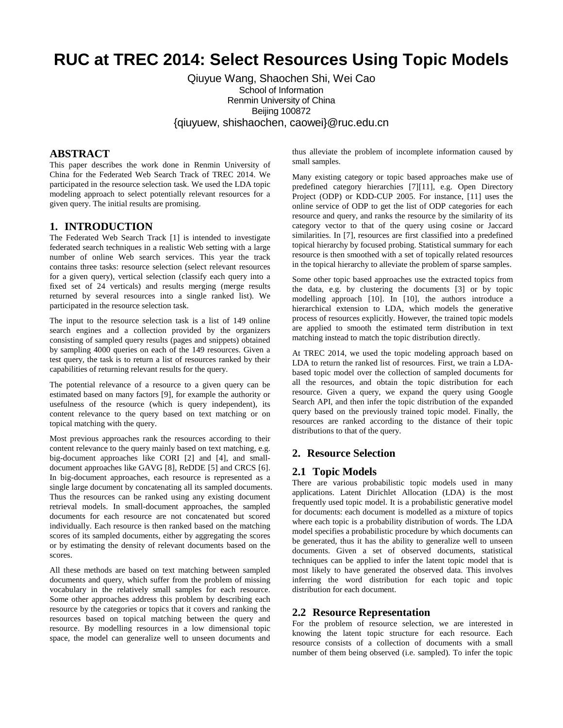# RUC at TREC 2014: Select Resources Using Topic Models

Qiuyue Wang, Shaochen Shi, Wei Cao
School of Information
Renmin University of China
Beijing 100872
{qiuyuew, shishaochen, caowei}@ruc.edu.cn

## ABSTRACT

This paper describes the work done in Renmin University of China for the Federated Web Search Track of TREC 2014. We participated in the resource selection task. We used the LDA topic modeling approach to select potentially relevant resources for a given query. The initial results are promising.

## 1. INTRODUCTION

The Federated Web Search Track [1] is intended to investigate federated search techniques in a realistic Web setting with a large number of online Web search services. This year the track contains three tasks: resource selection (select relevant resources for a given query), vertical selection (classify each query into a fixed set of 24 verticals) and results merging (merge results returned by several resources into a single ranked list). We participated in the resource selection task.

The input to the resource selection task is a list of 149 online search engines and a collection provided by the organizers consisting of sampled query results (pages and snippets) obtained by sampling 4000 queries on each of the 149 resources. Given a test query, the task is to return a list of resources ranked by their capabilities of returning relevant results for the query.

The potential relevance of a resource to a given query can be estimated based on many factors [9], for example the authority or usefulness of the resource (which is query independent), its content relevance to the query based on text matching or on topical matching with the query.

Most previous approaches rank the resources according to their content relevance to the query mainly based on text matching, e.g. big-document approaches like CORI [2] and [4], and small-document approaches like GAVG [8], ReDDE [5] and CRCS [6]. In big-document approaches, each resource is represented as a single large document by concatenating all its sampled documents. Thus the resources can be ranked using any existing document retrieval models. In small-document approaches, the sampled documents for each resource are not concatenated but scored individually. Each resource is then ranked based on the matching scores of its sampled documents, either by aggregating the scores or by estimating the density of relevant documents based on the scores.

All these methods are based on text matching between sampled documents and query, which suffer from the problem of missing vocabulary in the relatively small samples for each resource. Some other approaches address this problem by describing each resource by the categories or topics that it covers and ranking the resources based on topical matching between the query and resource. By modelling resources in a low dimensional topic space, the model can generalize well to unseen documents and thus alleviate the problem of incomplete information caused by small samples.

Many existing category or topic based approaches make use of predefined category hierarchies [7][11], e.g. Open Directory Project (ODP) or KDD-CUP 2005. For instance, [11] uses the online service of ODP to get the list of ODP categories for each resource and query, and ranks the resource by the similarity of its category vector to that of the query using cosine or Jaccard similarities. In [7], resources are first classified into a predefined topical hierarchy by focused probing. Statistical summary for each resource is then smoothed with a set of topically related resources in the topical hierarchy to alleviate the problem of sparse samples.

Some other topic based approaches use the extracted topics from the data, e.g. by clustering the documents [3] or by topic modelling approach [10]. In [10], the authors introduce a hierarchical extension to LDA, which models the generative process of resources explicitly. However, the trained topic models are applied to smooth the estimated term distribution in text matching instead to match the topic distribution directly.

At TREC 2014, we used the topic modeling approach based on LDA to return the ranked list of resources. First, we train a LDA-based topic model over the collection of sampled documents for all the resources, and obtain the topic distribution for each resource. Given a query, we expand the query using Google Search API, and then infer the topic distribution of the expanded query based on the previously trained topic model. Finally, the resources are ranked according to the distance of their topic distributions to that of the query.

## 2. Resource Selection

### 2.1 Topic Models

There are various probabilistic topic models used in many applications. Latent Dirichlet Allocation (LDA) is the most frequently used topic model. It is a probabilistic generative model for documents: each document is modelled as a mixture of topics where each topic is a probability distribution of words. The LDA model specifies a probabilistic procedure by which documents can be generated, thus it has the ability to generalize well to unseen documents. Given a set of observed documents, statistical techniques can be applied to infer the latent topic model that is most likely to have generated the observed data. This involves inferring the word distribution for each topic and topic distribution for each document.

### 2.2 Resource Representation

For the problem of resource selection, we are interested in knowing the latent topic structure for each resource. Each resource consists of a collection of documents with a small number of them being observed (i.e. sampled). To infer the topic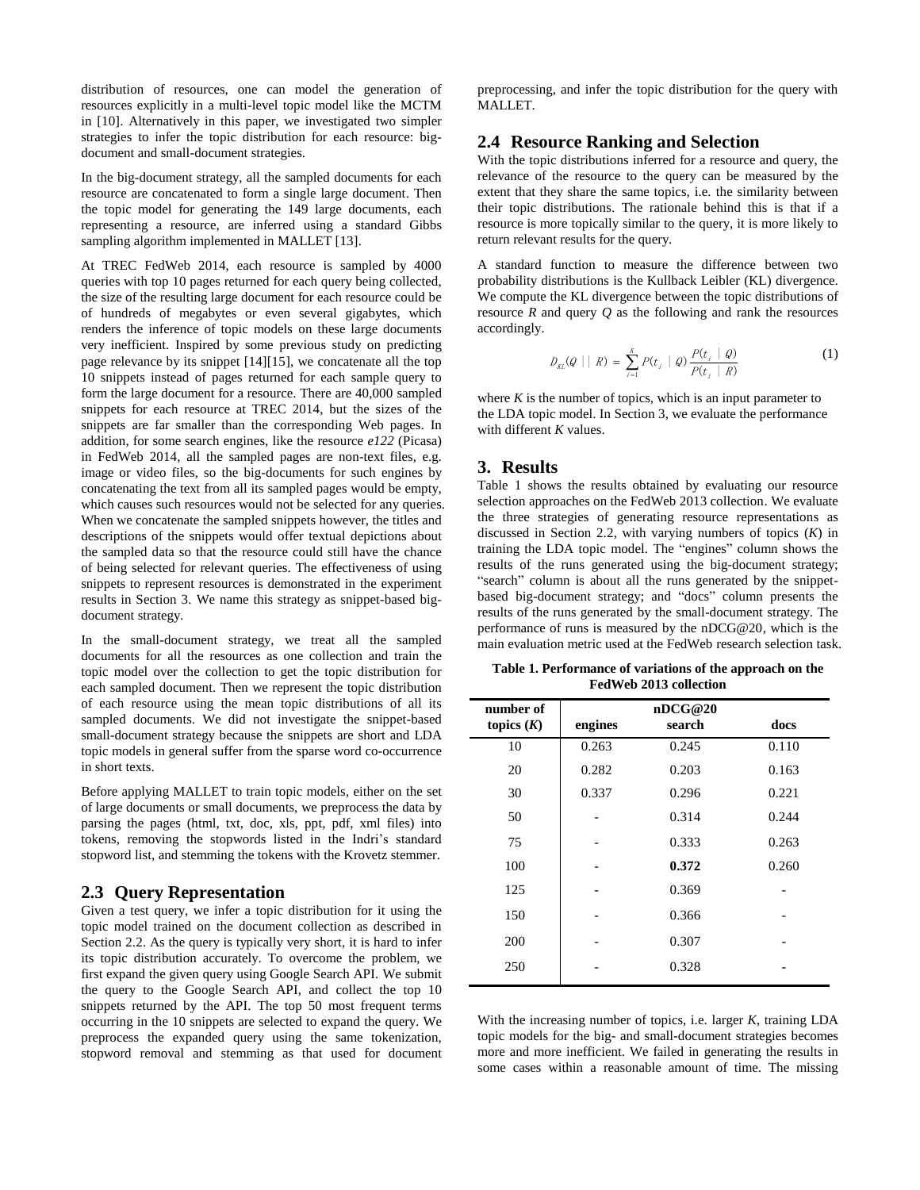distribution of resources, one can model the generation of resources explicitly in a multi-level topic model like the MCTM in [10]. Alternatively in this paper, we investigated two simpler strategies to infer the topic distribution for each resource: big-document and small-document strategies.

In the big-document strategy, all the sampled documents for each resource are concatenated to form a single large document. Then the topic model for generating the 149 large documents, each representing a resource, are inferred using a standard Gibbs sampling algorithm implemented in MALLET [13].

At TREC FedWeb 2014, each resource is sampled by 4000 queries with top 10 pages returned for each query being collected, the size of the resulting large document for each resource could be of hundreds of megabytes or even several gigabytes, which renders the inference of topic models on these large documents very inefficient. Inspired by some previous study on predicting page relevance by its snippet [14][15], we concatenate all the top 10 snippets instead of pages returned for each sample query to form the large document for a resource. There are 40,000 sampled snippets for each resource at TREC 2014, but the sizes of the snippets are far smaller than the corresponding Web pages. In addition, for some search engines, like the resource *e122* (Picasa) in FedWeb 2014, all the sampled pages are non-text files, e.g. image or video files, so the big-documents for such engines by concatenating the text from all its sampled pages would be empty, which causes such resources would not be selected for any queries. When we concatenate the sampled snippets however, the titles and descriptions of the snippets would offer textual depictions about the sampled data so that the resource could still have the chance of being selected for relevant queries. The effectiveness of using snippets to represent resources is demonstrated in the experiment results in Section 3. We name this strategy as snippet-based big-document strategy.

In the small-document strategy, we treat all the sampled documents for all the resources as one collection and train the topic model over the collection to get the topic distribution for each sampled document. Then we represent the topic distribution of each resource using the mean topic distributions of all its sampled documents. We did not investigate the snippet-based small-document strategy because the snippets are short and LDA topic models in general suffer from the sparse word co-occurrence in short texts.

Before applying MALLET to train topic models, either on the set of large documents or small documents, we preprocess the data by parsing the pages (html, txt, doc, xls, ppt, pdf, xml files) into tokens, removing the stopwords listed in the Indri's standard stopword list, and stemming the tokens with the Krovetz stemmer.

## 2.3 Query Representation

Given a test query, we infer a topic distribution for it using the topic model trained on the document collection as described in Section 2.2. As the query is typically very short, it is hard to infer its topic distribution accurately. To overcome the problem, we first expand the given query using Google Search API. We submit the query to the Google Search API, and collect the top 10 snippets returned by the API. The top 50 most frequent terms occurring in the 10 snippets are selected to expand the query. We preprocess the expanded query using the same tokenization, stopword removal and stemming as that used for document preprocessing, and infer the topic distribution for the query with MALLET.

## 2.4 Resource Ranking and Selection

With the topic distributions inferred for a resource and query, the relevance of the resource to the query can be measured by the extent that they share the same topics, i.e. the similarity between their topic distributions. The rationale behind this is that if a resource is more topically similar to the query, it is more likely to return relevant results for the query.

A standard function to measure the difference between two probability distributions is the Kullback Leibler (KL) divergence. We compute the KL divergence between the topic distributions of resource $R$ and query $Q$ as the following and rank the resources accordingly.

$$D_{KL}(Q \mid\mid R) = \sum_{i=1}^{K} P(t_i \mid Q) \frac{P(t_i \mid Q)}{P(t_i \mid R)} \qquad (1)$$

where $K$ is the number of topics, which is an input parameter to the LDA topic model. In Section 3, we evaluate the performance with different $K$ values.

# 3. Results

Table 1 shows the results obtained by evaluating our resource selection approaches on the FedWeb 2013 collection. We evaluate the three strategies of generating resource representations as discussed in Section 2.2, with varying numbers of topics ($K$) in training the LDA topic model. The "engines" column shows the results of the runs generated using the big-document strategy; "search" column is about all the runs generated by the snippet-based big-document strategy; and "docs" column presents the results of the runs generated by the small-document strategy. The performance of runs is measured by the nDCG@20, which is the main evaluation metric used at the FedWeb research selection task.

**Table 1. Performance of variations of the approach on the FedWeb 2013 collection**

| number of topics ($K$) | nDCG@20 | | |
|---|---|---|---|
| | engines | search | docs |
| 10 | 0.263 | 0.245 | 0.110 |
| 20 | 0.282 | 0.203 | 0.163 |
| 30 | 0.337 | 0.296 | 0.221 |
| 50 | - | 0.314 | 0.244 |
| 75 | - | 0.333 | 0.263 |
| 100 | - | **0.372** | 0.260 |
| 125 | - | 0.369 | - |
| 150 | - | 0.366 | - |
| 200 | - | 0.307 | - |
| 250 | - | 0.328 | - |

With the increasing number of topics, i.e. larger $K$, training LDA topic models for the big- and small-document strategies becomes more and more inefficient. We failed in generating the results in some cases within a reasonable amount of time. The missing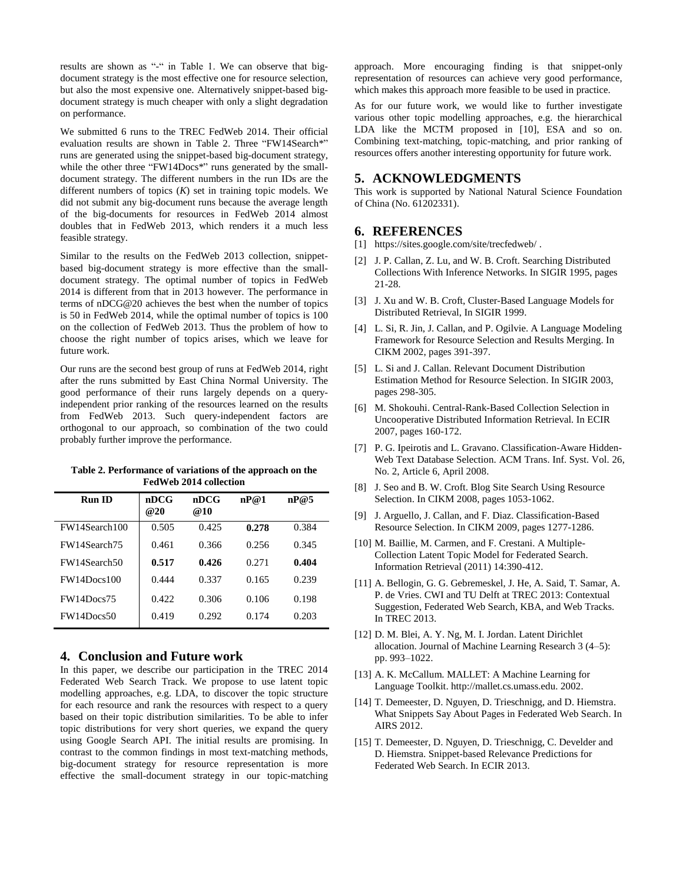results are shown as "-" in Table 1. We can observe that big-document strategy is the most effective one for resource selection, but also the most expensive one. Alternatively snippet-based big-document strategy is much cheaper with only a slight degradation on performance.

We submitted 6 runs to the TREC FedWeb 2014. Their official evaluation results are shown in Table 2. Three "FW14Search*" runs are generated using the snippet-based big-document strategy, while the other three "FW14Docs*" runs generated by the small-document strategy. The different numbers in the run IDs are the different numbers of topics (*K*) set in training topic models. We did not submit any big-document runs because the average length of the big-documents for resources in FedWeb 2014 almost doubles that in FedWeb 2013, which renders it a much less feasible strategy.

Similar to the results on the FedWeb 2013 collection, snippet-based big-document strategy is more effective than the small-document strategy. The optimal number of topics in FedWeb 2014 is different from that in 2013 however. The performance in terms of nDCG@20 achieves the best when the number of topics is 50 in FedWeb 2014, while the optimal number of topics is 100 on the collection of FedWeb 2013. Thus the problem of how to choose the right number of topics arises, which we leave for future work.

Our runs are the second best group of runs at FedWeb 2014, right after the runs submitted by East China Normal University. The good performance of their runs largely depends on a query-independent prior ranking of the resources learned on the results from FedWeb 2013. Such query-independent factors are orthogonal to our approach, so combination of the two could probably further improve the performance.

**Table 2. Performance of variations of the approach on the FedWeb 2014 collection**

| Run ID | nDCG @20 | nDCG @10 | nP@1 | nP@5 |
|---|---|---|---|---|
| FW14Search100 | 0.505 | 0.425 | **0.278** | 0.384 |
| FW14Search75 | 0.461 | 0.366 | 0.256 | 0.345 |
| FW14Search50 | **0.517** | **0.426** | 0.271 | **0.404** |
| FW14Docs100 | 0.444 | 0.337 | 0.165 | 0.239 |
| FW14Docs75 | 0.422 | 0.306 | 0.106 | 0.198 |
| FW14Docs50 | 0.419 | 0.292 | 0.174 | 0.203 |

## 4. Conclusion and Future work

In this paper, we describe our participation in the TREC 2014 Federated Web Search Track. We propose to use latent topic modelling approaches, e.g. LDA, to discover the topic structure for each resource and rank the resources with respect to a query based on their topic distribution similarities. To be able to infer topic distributions for very short queries, we expand the query using Google Search API. The initial results are promising. In contrast to the common findings in most text-matching methods, big-document strategy for resource representation is more effective the small-document strategy in our topic-matching approach. More encouraging finding is that snippet-only representation of resources can achieve very good performance, which makes this approach more feasible to be used in practice.

As for our future work, we would like to further investigate various other topic modelling approaches, e.g. the hierarchical LDA like the MCTM proposed in [10], ESA and so on. Combining text-matching, topic-matching, and prior ranking of resources offers another interesting opportunity for future work.

## 5. ACKNOWLEDGMENTS

This work is supported by National Natural Science Foundation of China (No. 61202331).

## 6. REFERENCES

[1] https://sites.google.com/site/trecfedweb/ .

[2] J. P. Callan, Z. Lu, and W. B. Croft. Searching Distributed Collections With Inference Networks. In SIGIR 1995, pages 21-28.

[3] J. Xu and W. B. Croft, Cluster-Based Language Models for Distributed Retrieval, In SIGIR 1999.

[4] L. Si, R. Jin, J. Callan, and P. Ogilvie. A Language Modeling Framework for Resource Selection and Results Merging. In CIKM 2002, pages 391-397.

[5] L. Si and J. Callan. Relevant Document Distribution Estimation Method for Resource Selection. In SIGIR 2003, pages 298-305.

[6] M. Shokouhi. Central-Rank-Based Collection Selection in Uncooperative Distributed Information Retrieval. In ECIR 2007, pages 160-172.

[7] P. G. Ipeirotis and L. Gravano. Classification-Aware Hidden-Web Text Database Selection. ACM Trans. Inf. Syst. Vol. 26, No. 2, Article 6, April 2008.

[8] J. Seo and B. W. Croft. Blog Site Search Using Resource Selection. In CIKM 2008, pages 1053-1062.

[9] J. Arguello, J. Callan, and F. Diaz. Classification-Based Resource Selection. In CIKM 2009, pages 1277-1286.

[10] M. Baillie, M. Carmen, and F. Crestani. A Multiple-Collection Latent Topic Model for Federated Search. Information Retrieval (2011) 14:390-412.

[11] A. Bellogin, G. G. Gebremeskel, J. He, A. Said, T. Samar, A. P. de Vries. CWI and TU Delft at TREC 2013: Contextual Suggestion, Federated Web Search, KBA, and Web Tracks. In TREC 2013.

[12] D. M. Blei, A. Y. Ng, M. I. Jordan. Latent Dirichlet allocation. Journal of Machine Learning Research 3 (4–5): pp. 993–1022.

[13] A. K. McCallum. MALLET: A Machine Learning for Language Toolkit. http://mallet.cs.umass.edu. 2002.

[14] T. Demeester, D. Nguyen, D. Trieschnigg, and D. Hiemstra. What Snippets Say About Pages in Federated Web Search. In AIRS 2012.

[15] T. Demeester, D. Nguyen, D. Trieschnigg, C. Develder and D. Hiemstra. Snippet-based Relevance Predictions for Federated Web Search. In ECIR 2013.